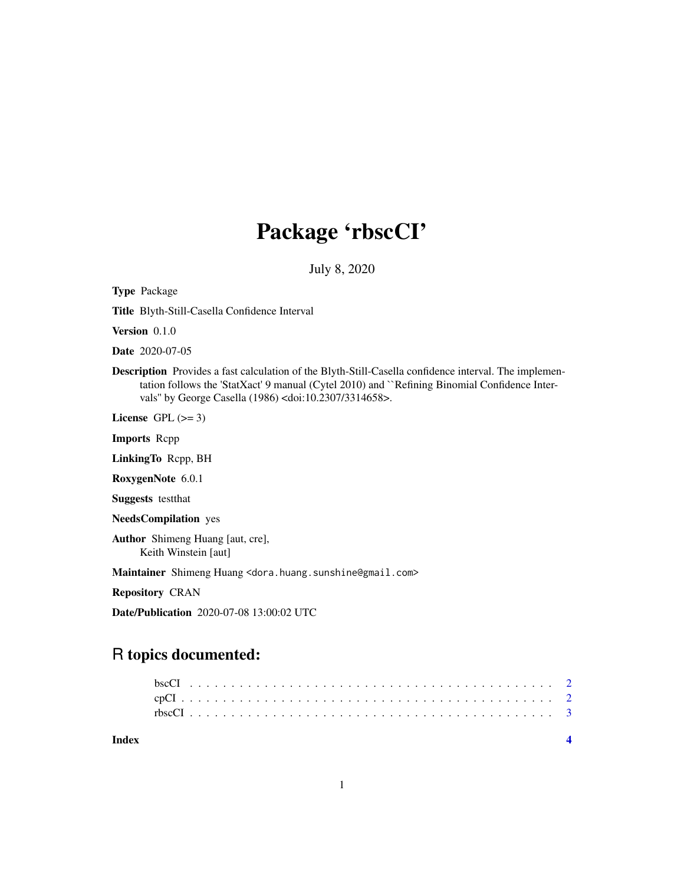# Package 'rbscCI'

July 8, 2020

**Type** Package

**Title** Blyth-Still-Casella Confidence Interval

**Version** 0.1.0

**Date** 2020-07-05

**Description** Provides a fast calculation of the Blyth-Still-Casella confidence interval. The implementation follows the 'StatXact' 9 manual (Cytel 2010) and ``Refining Binomial Confidence Intervals'' by George Casella (1986) <doi:10.2307/3314658>.

**License** GPL (>= 3)

**Imports** Rcpp

**LinkingTo** Rcpp, BH

**RoxygenNote** 6.0.1

**Suggests** testthat

**NeedsCompilation** yes

**Author** Shimeng Huang [aut, cre],
Keith Winstein [aut]

**Maintainer** Shimeng Huang <dora.huang.sunshine@gmail.com>

**Repository** CRAN

**Date/Publication** 2020-07-08 13:00:02 UTC

## R topics documented:

bscCI . . . . . . . . . . . . . . . . . . . . . . . . . . . . . . . . . . . . . . . . . 2
cpCI . . . . . . . . . . . . . . . . . . . . . . . . . . . . . . . . . . . . . . . . . 2
rbscCI . . . . . . . . . . . . . . . . . . . . . . . . . . . . . . . . . . . . . . . . 3

**Index** **4**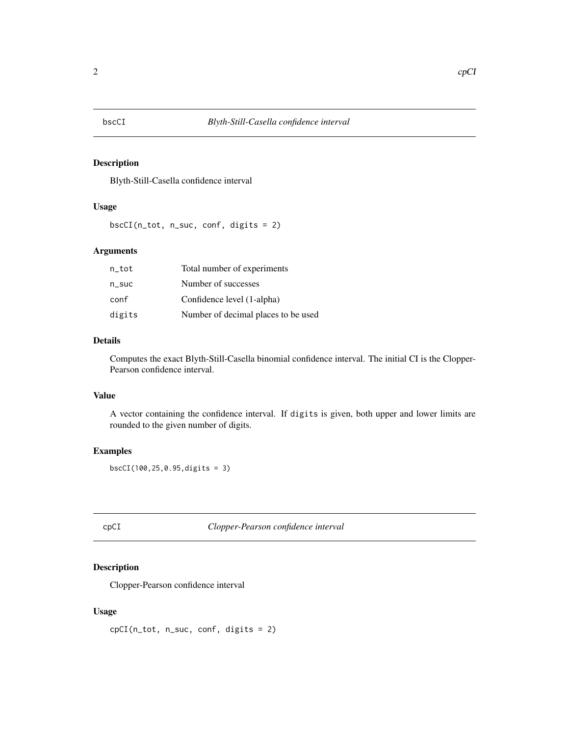## bscCI *Blyth-Still-Casella confidence interval*

### Description

Blyth-Still-Casella confidence interval

### Usage

```
bscCI(n_tot, n_suc, conf, digits = 2)
```

### Arguments

| | |
|---|---|
| n_tot | Total number of experiments |
| n_suc | Number of successes |
| conf | Confidence level (1-alpha) |
| digits | Number of decimal places to be used |

### Details

Computes the exact Blyth-Still-Casella binomial confidence interval. The initial CI is the Clopper-Pearson confidence interval.

### Value

A vector containing the confidence interval. If `digits` is given, both upper and lower limits are rounded to the given number of digits.

### Examples

```
bscCI(100,25,0.95,digits = 3)
```

## cpCI *Clopper-Pearson confidence interval*

### Description

Clopper-Pearson confidence interval

### Usage

```
cpCI(n_tot, n_suc, conf, digits = 2)
```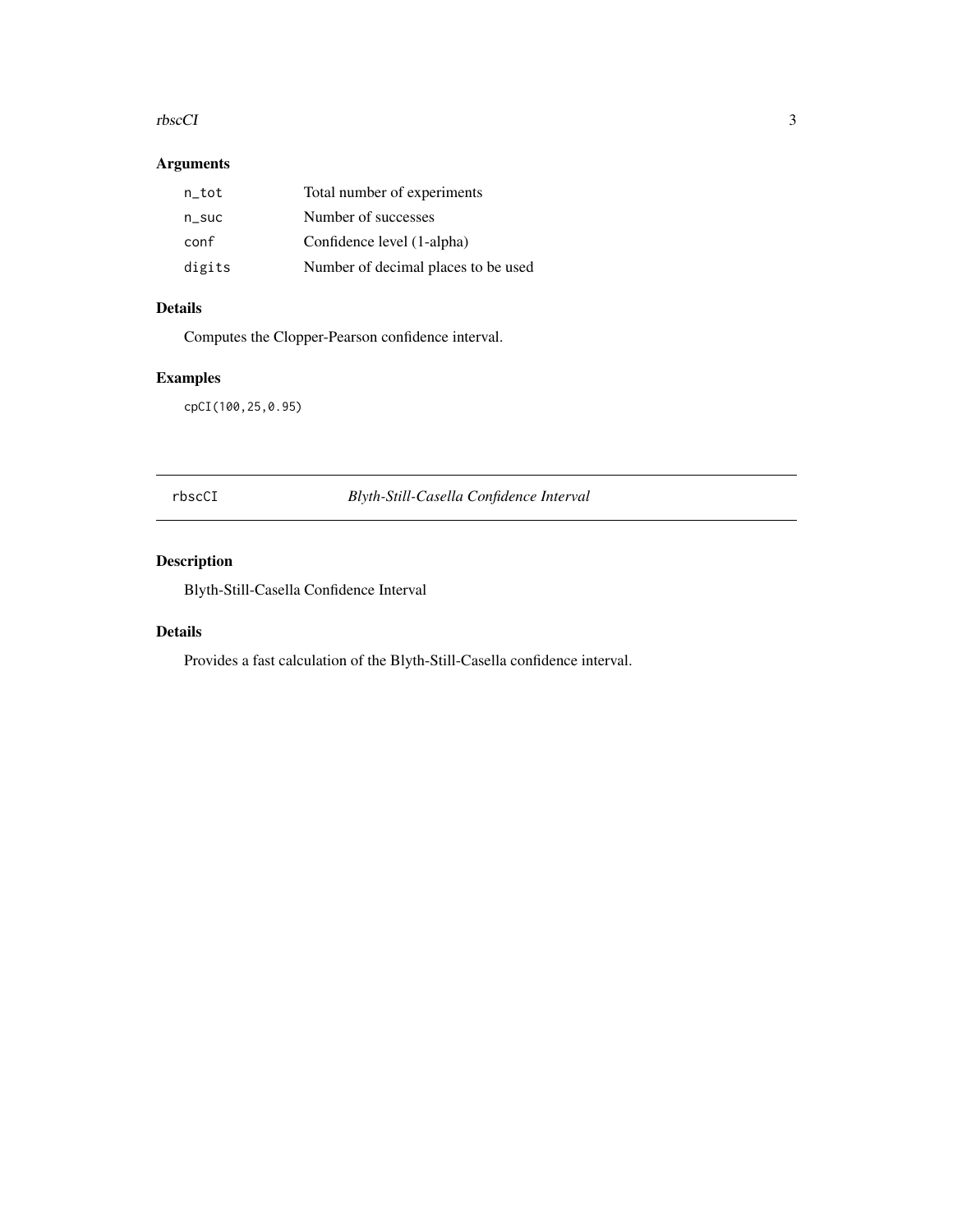## Arguments

| | |
|---|---|
| n_tot | Total number of experiments |
| n_suc | Number of successes |
| conf | Confidence level (1-alpha) |
| digits | Number of decimal places to be used |

## Details

Computes the Clopper-Pearson confidence interval.

## Examples

```
cpCI(100,25,0.95)
```

---

# rbscCI    *Blyth-Still-Casella Confidence Interval*

---

## Description

Blyth-Still-Casella Confidence Interval

## Details

Provides a fast calculation of the Blyth-Still-Casella confidence interval.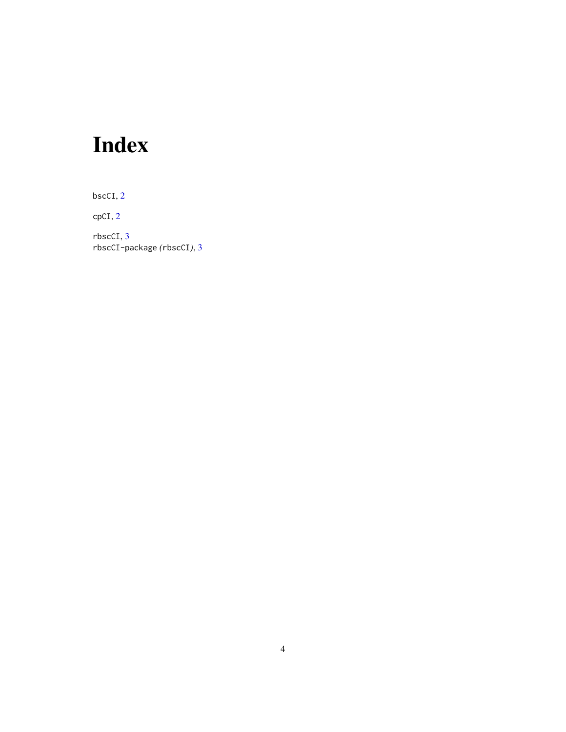# Index

bscCI, 2

cpCI, 2

rbscCI, 3
rbscCI-package *(*rbscCI*)*, 3